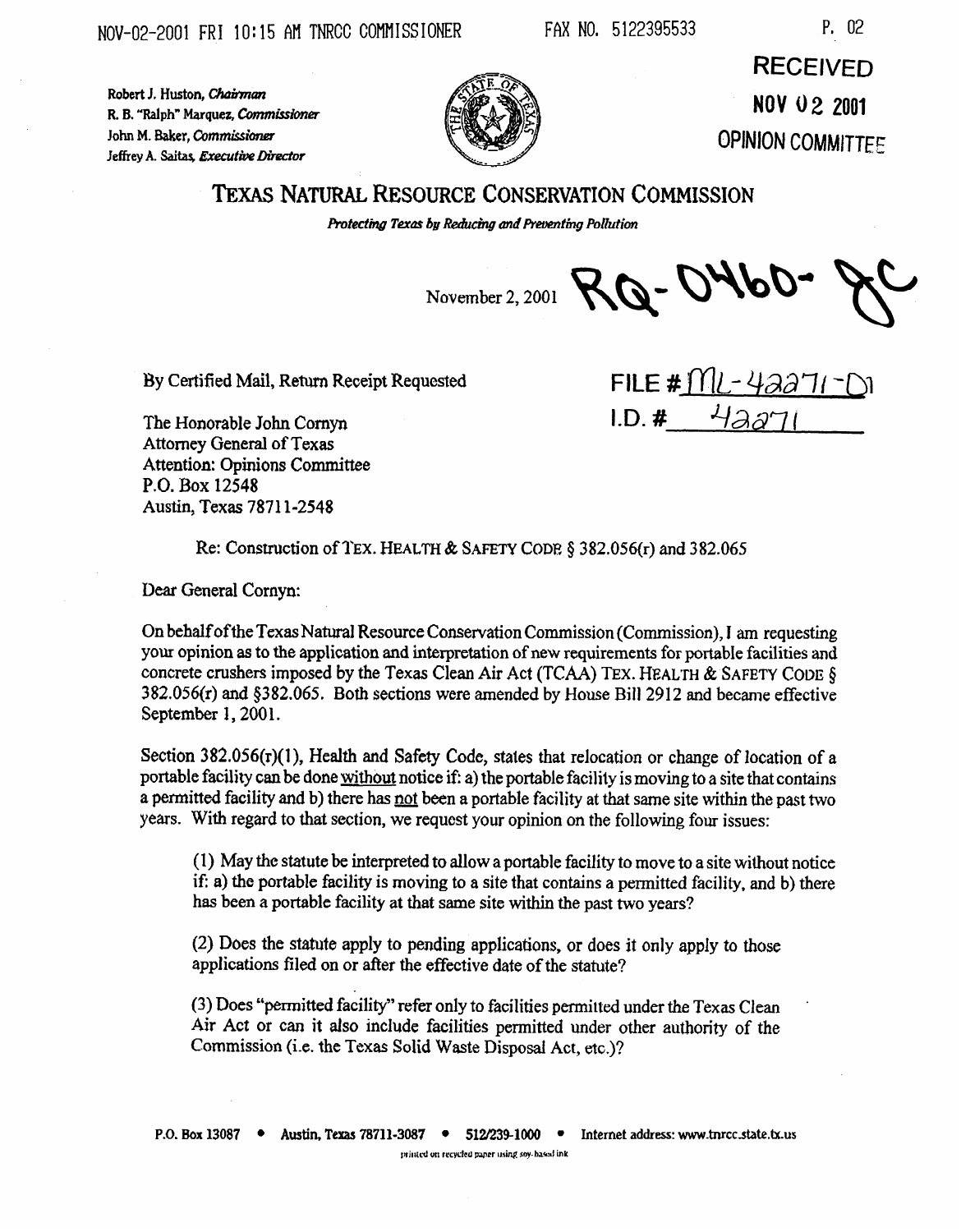Robert J. Huston, *Chairman*
R. B. "Ralph" Marquez, *Commissioner*
John M. Baker, *Commissioner*
Jeffrey A. Saitas, *Executive Director*

**RECEIVED**
**NOV 02 2001**
**OPINION COMMITTEE**

# TEXAS NATURAL RESOURCE CONSERVATION COMMISSION

*Protecting Texas by Reducing and Preventing Pollution*

November 2, 2001 RQ-0460-JC

By Certified Mail, Return Receipt Requested

FILE # ML-42271-01
I.D. # 42271

The Honorable John Cornyn
Attorney General of Texas
Attention: Opinions Committee
P.O. Box 12548
Austin, Texas 78711-2548

Re: Construction of TEX. HEALTH & SAFETY CODE § 382.056(r) and 382.065

Dear General Cornyn:

On behalf of the Texas Natural Resource Conservation Commission (Commission), I am requesting your opinion as to the application and interpretation of new requirements for portable facilities and concrete crushers imposed by the Texas Clean Air Act (TCAA) TEX. HEALTH & SAFETY CODE § 382.056(r) and §382.065. Both sections were amended by House Bill 2912 and became effective September 1, 2001.

Section 382.056(r)(1), Health and Safety Code, states that relocation or change of location of a portable facility can be done without notice if: a) the portable facility is moving to a site that contains a permitted facility and b) there has not been a portable facility at that same site within the past two years. With regard to that section, we request your opinion on the following four issues:

> (1) May the statute be interpreted to allow a portable facility to move to a site without notice if: a) the portable facility is moving to a site that contains a permitted facility, and b) there has been a portable facility at that same site within the past two years?
>
> (2) Does the statute apply to pending applications, or does it only apply to those applications filed on or after the effective date of the statute?
>
> (3) Does "permitted facility" refer only to facilities permitted under the Texas Clean Air Act or can it also include facilities permitted under other authority of the Commission (i.e. the Texas Solid Waste Disposal Act, etc.)?

P.O. Box 13087 • Austin, Texas 78711-3087 • 512/239-1000 • Internet address: www.tnrcc.state.tx.us

printed on recycled paper using soy-based ink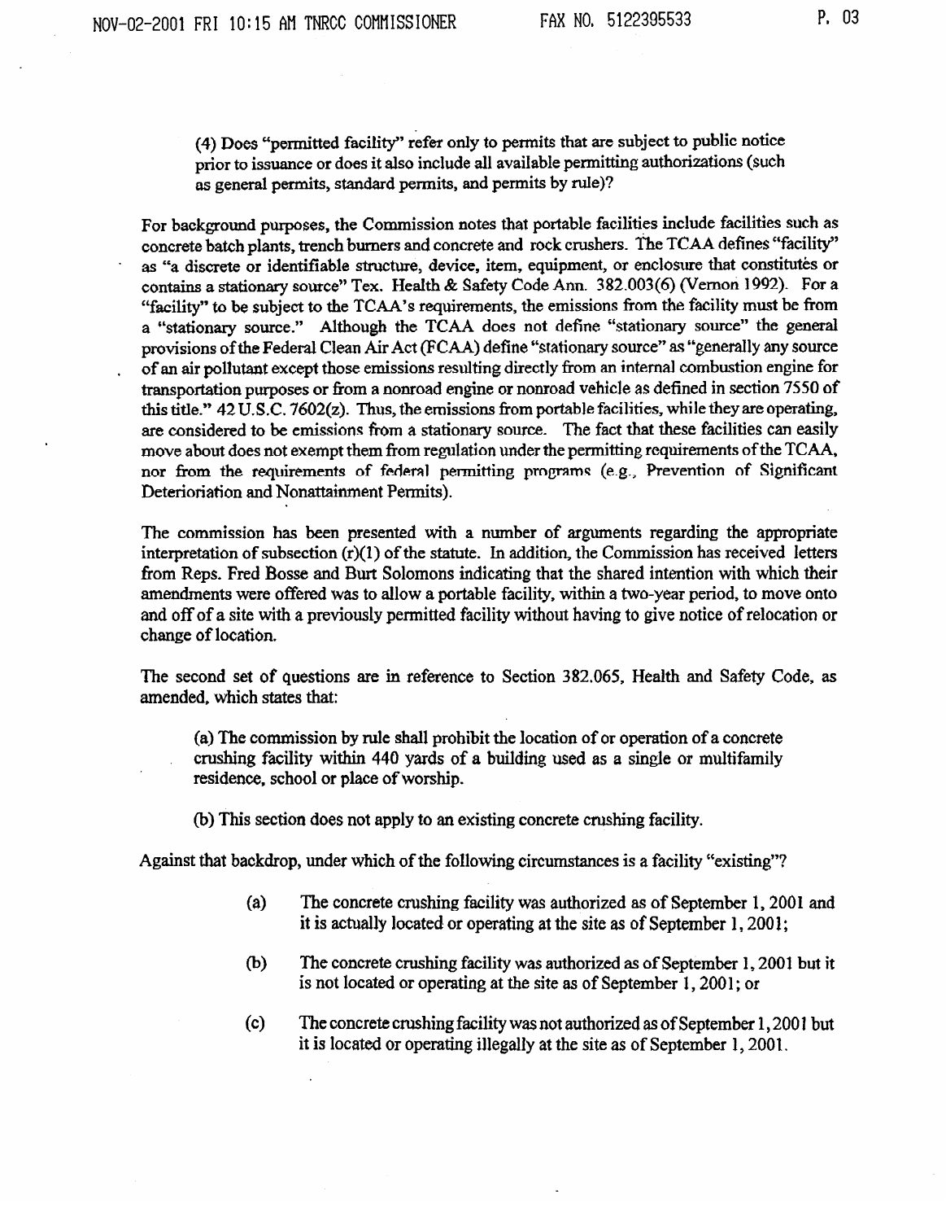(4) Does "permitted facility" refer only to permits that are subject to public notice prior to issuance or does it also include all available permitting authorizations (such as general permits, standard permits, and permits by rule)?

For background purposes, the Commission notes that portable facilities include facilities such as concrete batch plants, trench burners and concrete and rock crushers. The TCAA defines "facility" as "a discrete or identifiable structure, device, item, equipment, or enclosure that constitutes or contains a stationary source" Tex. Health & Safety Code Ann. 382.003(6) (Vernon 1992). For a "facility" to be subject to the TCAA's requirements, the emissions from the facility must be from a "stationary source." Although the TCAA does not define "stationary source" the general provisions of the Federal Clean Air Act (FCAA) define "stationary source" as "generally any source of an air pollutant except those emissions resulting directly from an internal combustion engine for transportation purposes or from a nonroad engine or nonroad vehicle as defined in section 7550 of this title." 42 U.S.C. 7602(z). Thus, the emissions from portable facilities, while they are operating, are considered to be emissions from a stationary source. The fact that these facilities can easily move about does not exempt them from regulation under the permitting requirements of the TCAA, nor from the requirements of federal permitting programs (e.g., Prevention of Significant Deterioriation and Nonattainment Permits).

The commission has been presented with a number of arguments regarding the appropriate interpretation of subsection (r)(1) of the statute. In addition, the Commission has received letters from Reps. Fred Bosse and Burt Solomons indicating that the shared intention with which their amendments were offered was to allow a portable facility, within a two-year period, to move onto and off of a site with a previously permitted facility without having to give notice of relocation or change of location.

The second set of questions are in reference to Section 382.065, Health and Safety Code, as amended, which states that:

(a) The commission by rule shall prohibit the location of or operation of a concrete crushing facility within 440 yards of a building used as a single or multifamily residence, school or place of worship.

(b) This section does not apply to an existing concrete crushing facility.

Against that backdrop, under which of the following circumstances is a facility "existing"?

(a) The concrete crushing facility was authorized as of September 1, 2001 and it is actually located or operating at the site as of September 1, 2001;

(b) The concrete crushing facility was authorized as of September 1, 2001 but it is not located or operating at the site as of September 1, 2001; or

(c) The concrete crushing facility was not authorized as of September 1, 2001 but it is located or operating illegally at the site as of September 1, 2001.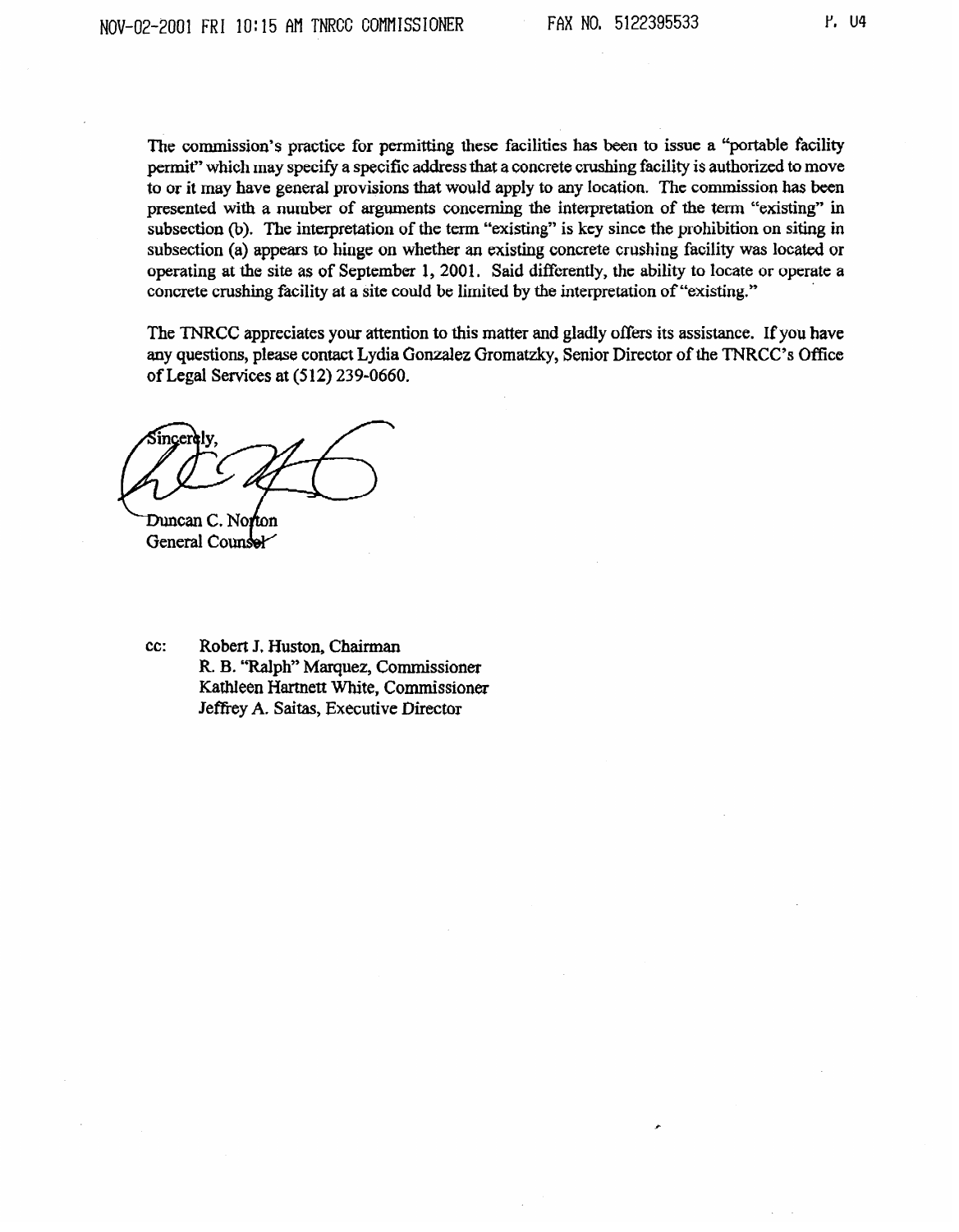The commission's practice for permitting these facilities has been to issue a "portable facility permit" which may specify a specific address that a concrete crushing facility is authorized to move to or it may have general provisions that would apply to any location. The commission has been presented with a number of arguments concerning the interpretation of the term "existing" in subsection (b). The interpretation of the term "existing" is key since the prohibition on siting in subsection (a) appears to hinge on whether an existing concrete crushing facility was located or operating at the site as of September 1, 2001. Said differently, the ability to locate or operate a concrete crushing facility at a site could be limited by the interpretation of "existing."

The TNRCC appreciates your attention to this matter and gladly offers its assistance. If you have any questions, please contact Lydia Gonzalez Gromatzky, Senior Director of the TNRCC's Office of Legal Services at (512) 239-0660.

Sincerely,

Duncan C. Norton
General Counsel

cc: Robert J. Huston, Chairman
R. B. "Ralph" Marquez, Commissioner
Kathleen Hartnett White, Commissioner
Jeffrey A. Saitas, Executive Director